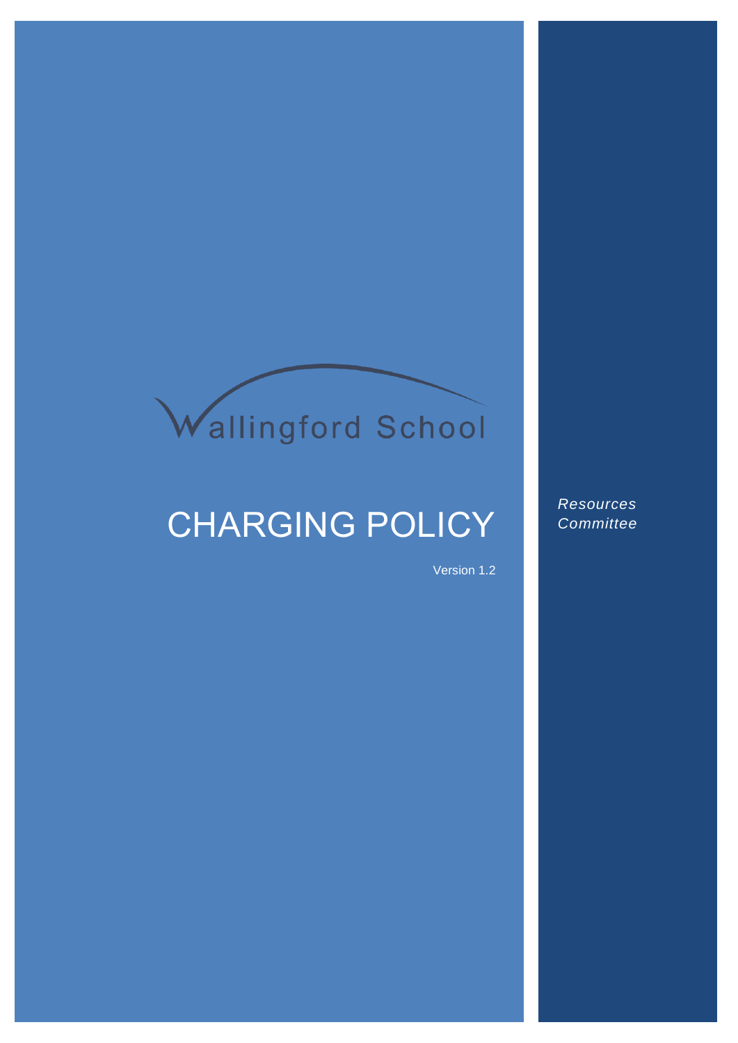Wallingford School

# CHARGING POLICY

Version 1.2

*Resources Committee*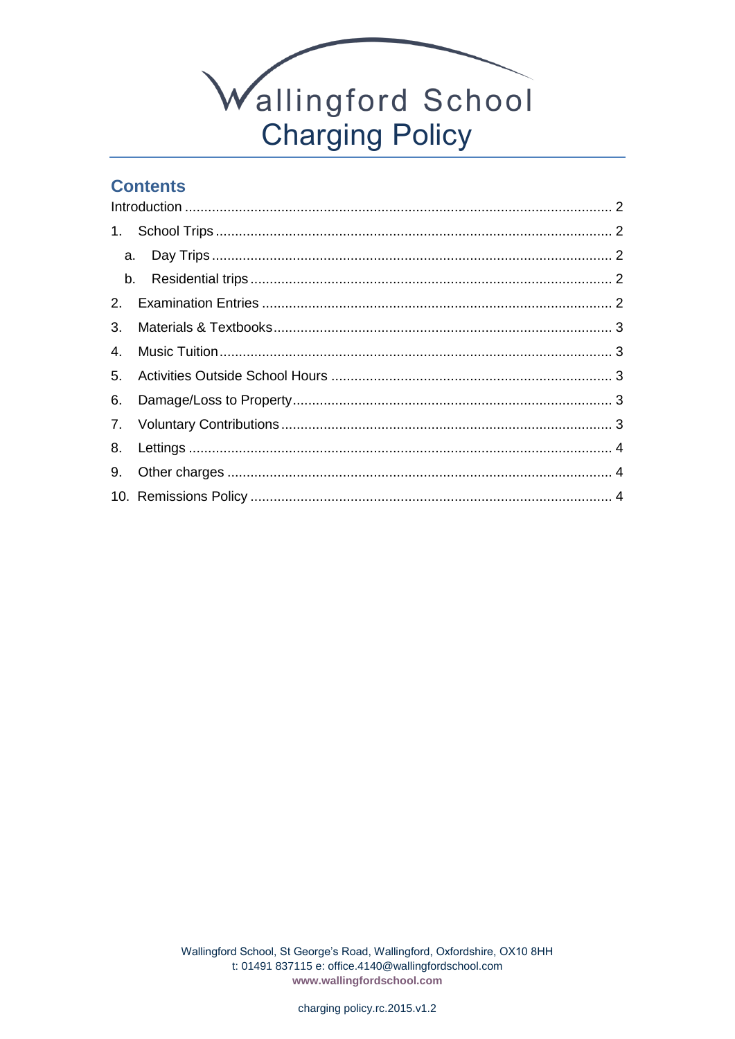# Wallingford School
# Charging Policy

## Contents

Introduction ........................................................................................................ 2

1. School Trips ..................................................................................................... 2
   a. Day Trips ...................................................................................................... 2
   b. Residential trips ............................................................................................ 2
2. Examination Entries ......................................................................................... 2
3. Materials & Textbooks ...................................................................................... 3
4. Music Tuition .................................................................................................... 3
5. Activities Outside School Hours ........................................................................ 3
6. Damage/Loss to Property .................................................................................. 3
7. Voluntary Contributions .................................................................................... 3
8. Lettings ............................................................................................................ 4
9. Other charges ................................................................................................... 4
10. Remissions Policy ............................................................................................ 4

Wallingford School, St George's Road, Wallingford, Oxfordshire, OX10 8HH
t: 01491 837115 e: office.4140@wallingfordschool.com
**www.wallingfordschool.com**

charging policy.rc.2015.v1.2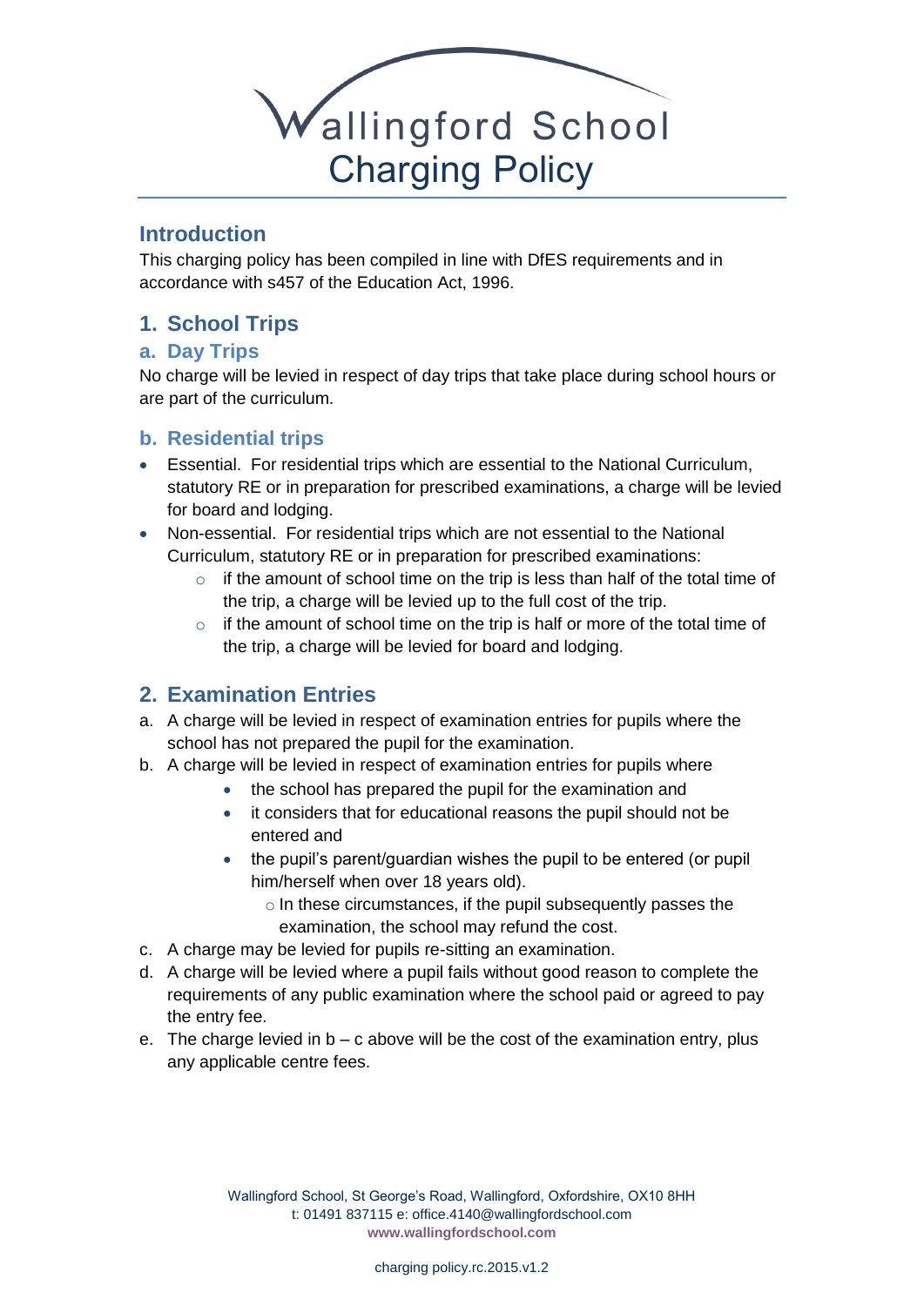# Wallingford School Charging Policy

## Introduction

This charging policy has been compiled in line with DfES requirements and in accordance with s457 of the Education Act, 1996.

## 1. School Trips

### a. Day Trips

No charge will be levied in respect of day trips that take place during school hours or are part of the curriculum.

### b. Residential trips

- Essential. For residential trips which are essential to the National Curriculum, statutory RE or in preparation for prescribed examinations, a charge will be levied for board and lodging.
- Non-essential. For residential trips which are not essential to the National Curriculum, statutory RE or in preparation for prescribed examinations:
  - if the amount of school time on the trip is less than half of the total time of the trip, a charge will be levied up to the full cost of the trip.
  - if the amount of school time on the trip is half or more of the total time of the trip, a charge will be levied for board and lodging.

## 2. Examination Entries

a. A charge will be levied in respect of examination entries for pupils where the school has not prepared the pupil for the examination.

b. A charge will be levied in respect of examination entries for pupils where
   - the school has prepared the pupil for the examination and
   - it considers that for educational reasons the pupil should not be entered and
   - the pupil's parent/guardian wishes the pupil to be entered (or pupil him/herself when over 18 years old).
     - In these circumstances, if the pupil subsequently passes the examination, the school may refund the cost.

c. A charge may be levied for pupils re-sitting an examination.

d. A charge will be levied where a pupil fails without good reason to complete the requirements of any public examination where the school paid or agreed to pay the entry fee.

e. The charge levied in b – c above will be the cost of the examination entry, plus any applicable centre fees.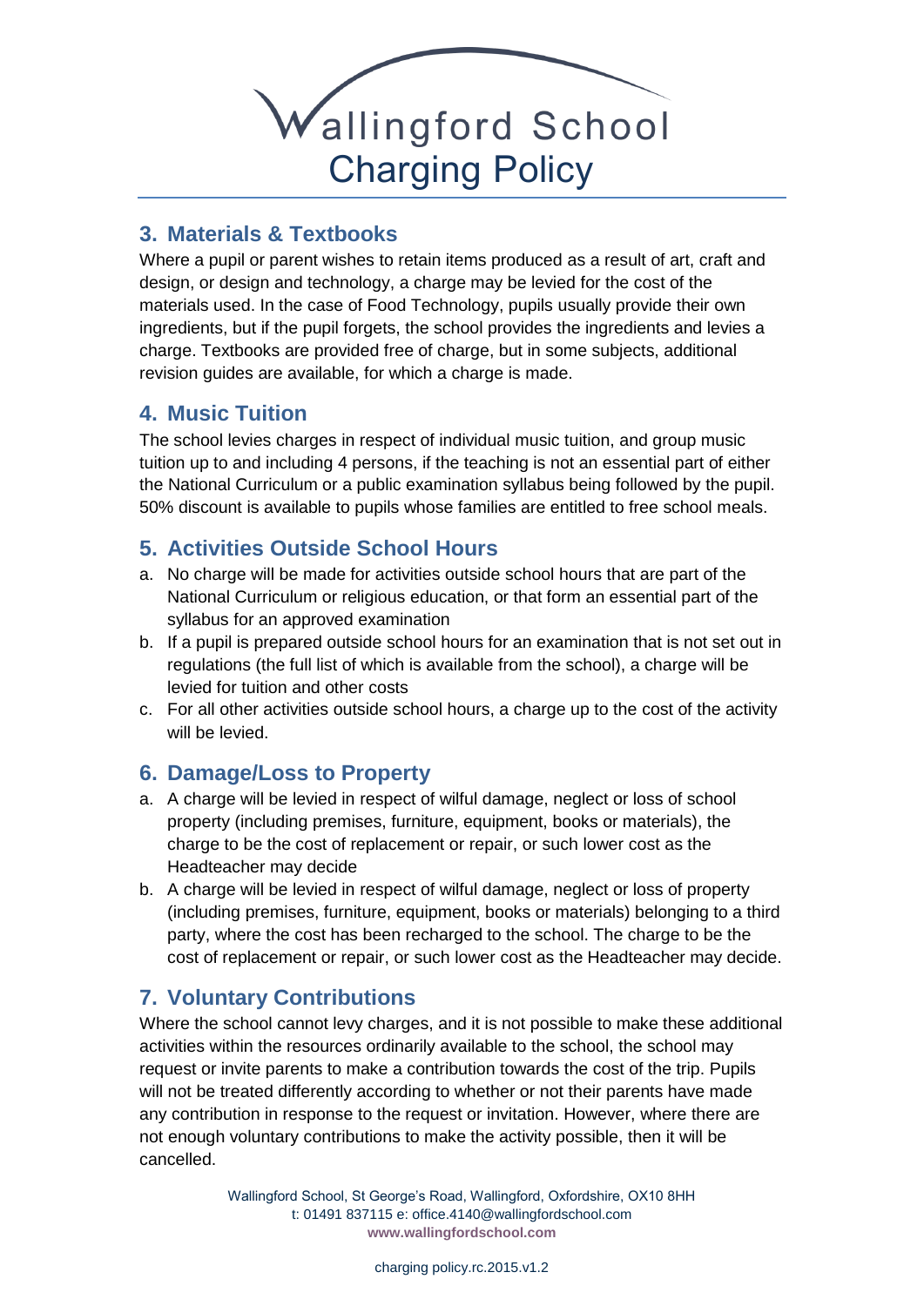## 3. Materials & Textbooks

Where a pupil or parent wishes to retain items produced as a result of art, craft and design, or design and technology, a charge may be levied for the cost of the materials used. In the case of Food Technology, pupils usually provide their own ingredients, but if the pupil forgets, the school provides the ingredients and levies a charge. Textbooks are provided free of charge, but in some subjects, additional revision guides are available, for which a charge is made.

## 4. Music Tuition

The school levies charges in respect of individual music tuition, and group music tuition up to and including 4 persons, if the teaching is not an essential part of either the National Curriculum or a public examination syllabus being followed by the pupil. 50% discount is available to pupils whose families are entitled to free school meals.

## 5. Activities Outside School Hours

a. No charge will be made for activities outside school hours that are part of the National Curriculum or religious education, or that form an essential part of the syllabus for an approved examination

b. If a pupil is prepared outside school hours for an examination that is not set out in regulations (the full list of which is available from the school), a charge will be levied for tuition and other costs

c. For all other activities outside school hours, a charge up to the cost of the activity will be levied.

## 6. Damage/Loss to Property

a. A charge will be levied in respect of wilful damage, neglect or loss of school property (including premises, furniture, equipment, books or materials), the charge to be the cost of replacement or repair, or such lower cost as the Headteacher may decide

b. A charge will be levied in respect of wilful damage, neglect or loss of property (including premises, furniture, equipment, books or materials) belonging to a third party, where the cost has been recharged to the school. The charge to be the cost of replacement or repair, or such lower cost as the Headteacher may decide.

## 7. Voluntary Contributions

Where the school cannot levy charges, and it is not possible to make these additional activities within the resources ordinarily available to the school, the school may request or invite parents to make a contribution towards the cost of the trip. Pupils will not be treated differently according to whether or not their parents have made any contribution in response to the request or invitation. However, where there are not enough voluntary contributions to make the activity possible, then it will be cancelled.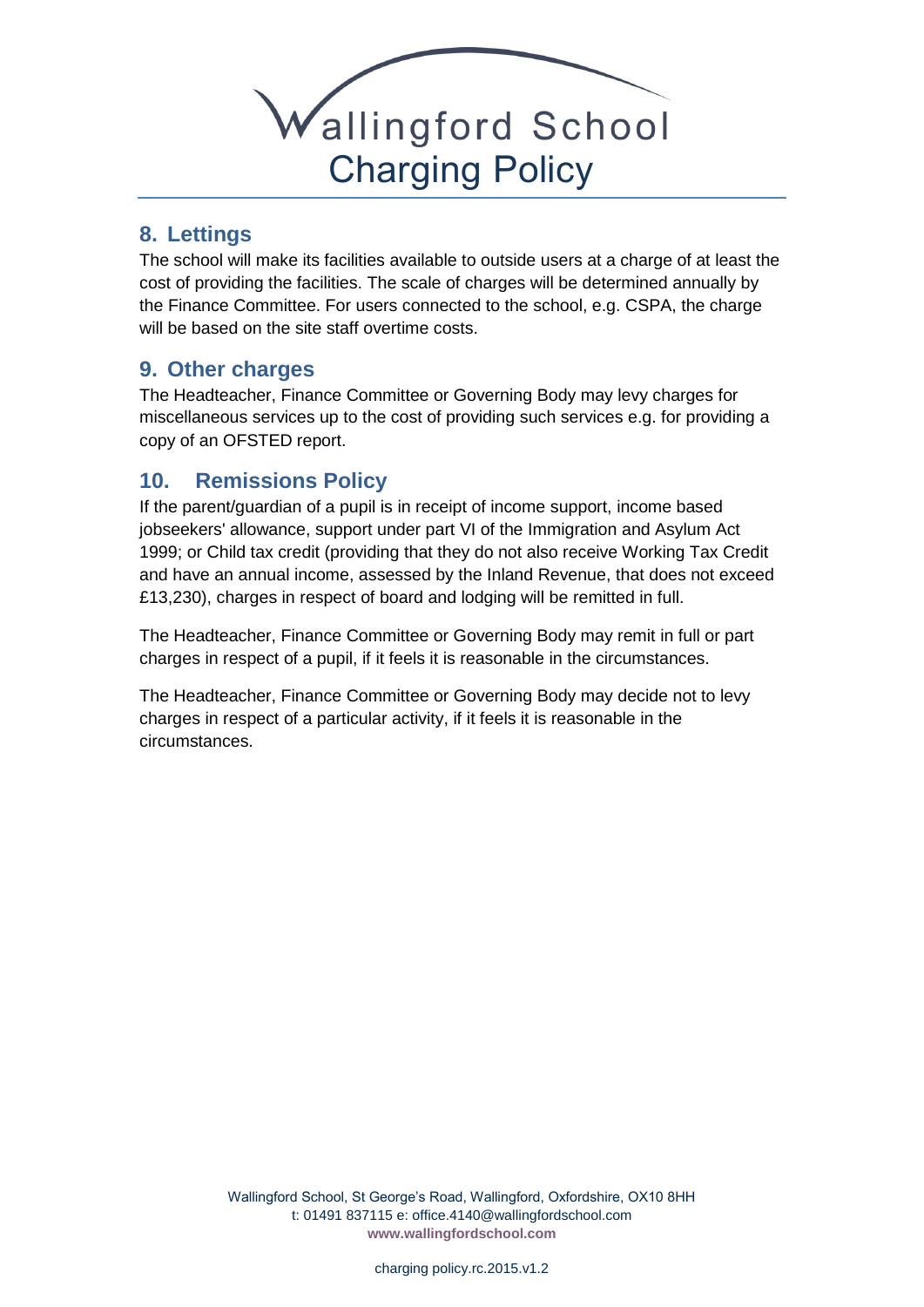## 8. Lettings

The school will make its facilities available to outside users at a charge of at least the cost of providing the facilities. The scale of charges will be determined annually by the Finance Committee. For users connected to the school, e.g. CSPA, the charge will be based on the site staff overtime costs.

## 9. Other charges

The Headteacher, Finance Committee or Governing Body may levy charges for miscellaneous services up to the cost of providing such services e.g. for providing a copy of an OFSTED report.

## 10. Remissions Policy

If the parent/guardian of a pupil is in receipt of income support, income based jobseekers' allowance, support under part VI of the Immigration and Asylum Act 1999; or Child tax credit (providing that they do not also receive Working Tax Credit and have an annual income, assessed by the Inland Revenue, that does not exceed £13,230), charges in respect of board and lodging will be remitted in full.

The Headteacher, Finance Committee or Governing Body may remit in full or part charges in respect of a pupil, if it feels it is reasonable in the circumstances.

The Headteacher, Finance Committee or Governing Body may decide not to levy charges in respect of a particular activity, if it feels it is reasonable in the circumstances.